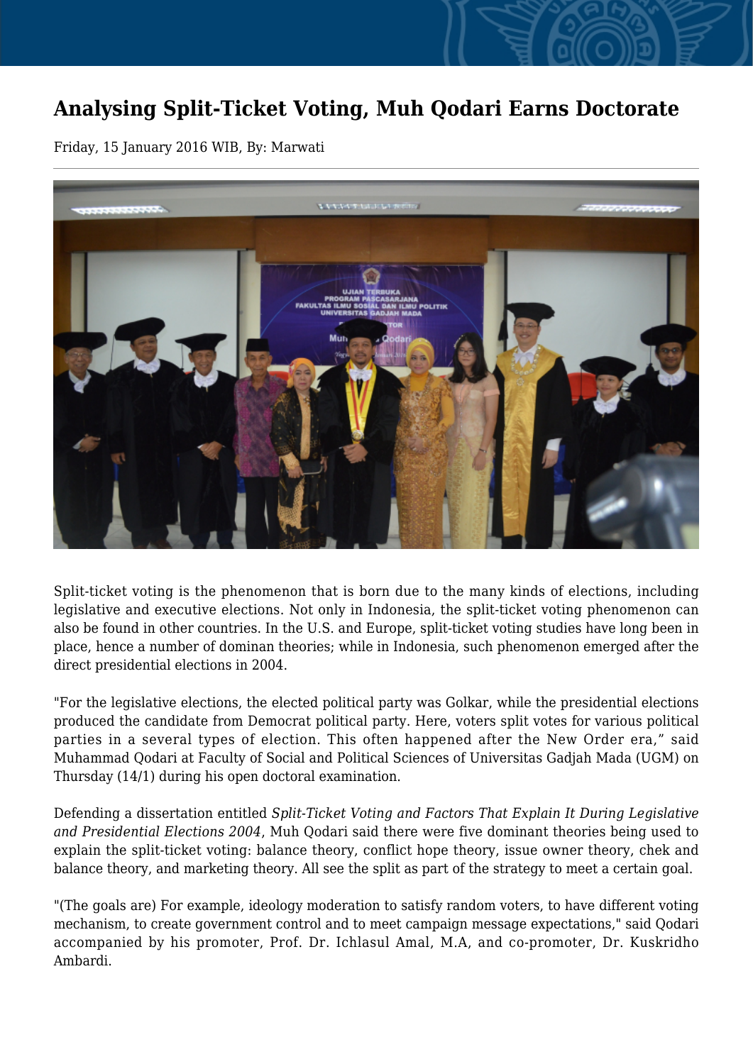# Analysing Split-Ticket Voting, Muh Qodari Earns Doctorate

Friday, 15 January 2016 WIB, By: Marwati

Split-ticket voting is the phenomenon that is born due to the many kinds of elections, including legislative and executive elections. Not only in Indonesia, the split-ticket voting phenomenon can also be found in other countries. In the U.S. and Europe, split-ticket voting studies have long been in place, hence a number of dominan theories; while in Indonesia, such phenomenon emerged after the direct presidential elections in 2004.

"For the legislative elections, the elected political party was Golkar, while the presidential elections produced the candidate from Democrat political party. Here, voters split votes for various political parties in a several types of election. This often happened after the New Order era," said Muhammad Qodari at Faculty of Social and Political Sciences of Universitas Gadjah Mada (UGM) on Thursday (14/1) during his open doctoral examination.

Defending a dissertation entitled *Split-Ticket Voting and Factors That Explain It During Legislative and Presidential Elections 2004*, Muh Qodari said there were five dominant theories being used to explain the split-ticket voting: balance theory, conflict hope theory, issue owner theory, chek and balance theory, and marketing theory. All see the split as part of the strategy to meet a certain goal.

"(The goals are) For example, ideology moderation to satisfy random voters, to have different voting mechanism, to create government control and to meet campaign message expectations," said Qodari accompanied by his promoter, Prof. Dr. Ichlasul Amal, M.A, and co-promoter, Dr. Kuskridho Ambardi.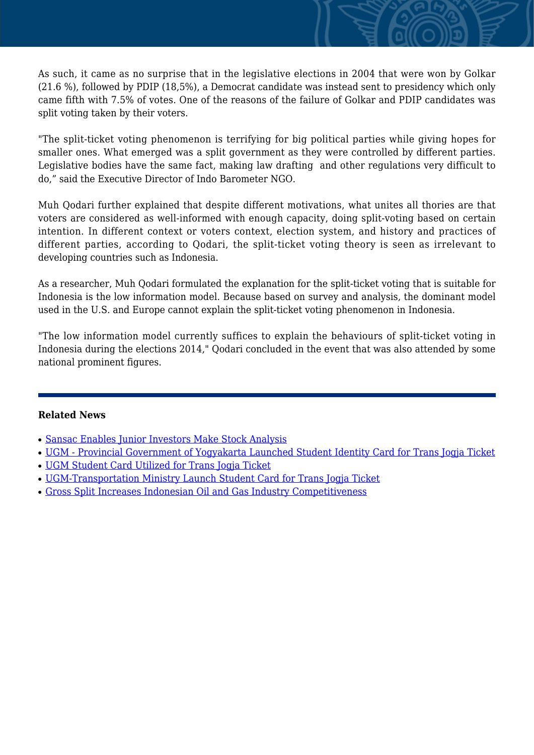As such, it came as no surprise that in the legislative elections in 2004 that were won by Golkar (21.6 %), followed by PDIP (18,5%), a Democrat candidate was instead sent to presidency which only came fifth with 7.5% of votes. One of the reasons of the failure of Golkar and PDIP candidates was split voting taken by their voters.

"The split-ticket voting phenomenon is terrifying for big political parties while giving hopes for smaller ones. What emerged was a split government as they were controlled by different parties. Legislative bodies have the same fact, making law drafting  and other regulations very difficult to do," said the Executive Director of Indo Barometer NGO.

Muh Qodari further explained that despite different motivations, what unites all thories are that voters are considered as well-informed with enough capacity, doing split-voting based on certain intention. In different context or voters context, election system, and history and practices of different parties, according to Qodari, the split-ticket voting theory is seen as irrelevant to developing countries such as Indonesia.

As a researcher, Muh Qodari formulated the explanation for the split-ticket voting that is suitable for Indonesia is the low information model. Because based on survey and analysis, the dominant model used in the U.S. and Europe cannot explain the split-ticket voting phenomenon in Indonesia.

"The low information model currently suffices to explain the behaviours of split-ticket voting in Indonesia during the elections 2014," Qodari concluded in the event that was also attended by some national prominent figures.

---

**Related News**

- Sansac Enables Junior Investors Make Stock Analysis
- UGM - Provincial Government of Yogyakarta Launched Student Identity Card for Trans Jogja Ticket
- UGM Student Card Utilized for Trans Jogja Ticket
- UGM-Transportation Ministry Launch Student Card for Trans Jogja Ticket
- Gross Split Increases Indonesian Oil and Gas Industry Competitiveness